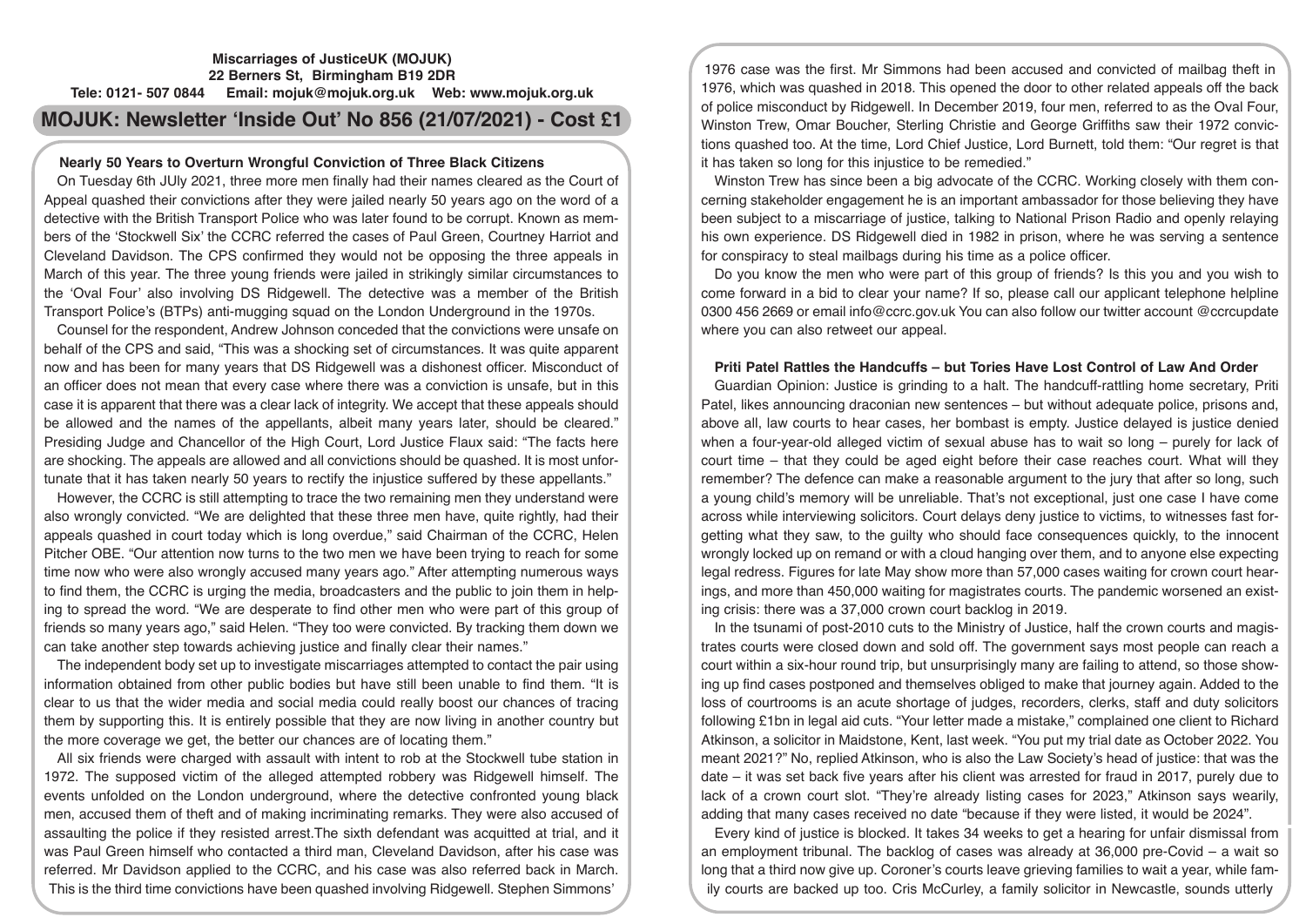**Miscarriages of JusticeUK (MOJUK)**
**22 Berners St, Birmingham B19 2DR**
**Tele: 0121- 507 0844 Email: mojuk@mojuk.org.uk Web: www.mojuk.org.uk**

# MOJUK: Newsletter 'Inside Out' No 856 (21/07/2021) - Cost £1

## Nearly 50 Years to Overturn Wrongful Conviction of Three Black Citizens

On Tuesday 6th JUly 2021, three more men finally had their names cleared as the Court of Appeal quashed their convictions after they were jailed nearly 50 years ago on the word of a detective with the British Transport Police who was later found to be corrupt. Known as members of the 'Stockwell Six' the CCRC referred the cases of Paul Green, Courtney Harriot and Cleveland Davidson. The CPS confirmed they would not be opposing the three appeals in March of this year. The three young friends were jailed in strikingly similar circumstances to the 'Oval Four' also involving DS Ridgewell. The detective was a member of the British Transport Police's (BTPs) anti-mugging squad on the London Underground in the 1970s.

Counsel for the respondent, Andrew Johnson conceded that the convictions were unsafe on behalf of the CPS and said, "This was a shocking set of circumstances. It was quite apparent now and has been for many years that DS Ridgewell was a dishonest officer. Misconduct of an officer does not mean that every case where there was a conviction is unsafe, but in this case it is apparent that there was a clear lack of integrity. We accept that these appeals should be allowed and the names of the appellants, albeit many years later, should be cleared." Presiding Judge and Chancellor of the High Court, Lord Justice Flaux said: "The facts here are shocking. The appeals are allowed and all convictions should be quashed. It is most unfortunate that it has taken nearly 50 years to rectify the injustice suffered by these appellants."

However, the CCRC is still attempting to trace the two remaining men they understand were also wrongly convicted. "We are delighted that these three men have, quite rightly, had their appeals quashed in court today which is long overdue," said Chairman of the CCRC, Helen Pitcher OBE. "Our attention now turns to the two men we have been trying to reach for some time now who were also wrongly accused many years ago." After attempting numerous ways to find them, the CCRC is urging the media, broadcasters and the public to join them in helping to spread the word. "We are desperate to find other men who were part of this group of friends so many years ago," said Helen. "They too were convicted. By tracking them down we can take another step towards achieving justice and finally clear their names."

The independent body set up to investigate miscarriages attempted to contact the pair using information obtained from other public bodies but have still been unable to find them. "It is clear to us that the wider media and social media could really boost our chances of tracing them by supporting this. It is entirely possible that they are now living in another country but the more coverage we get, the better our chances are of locating them."

All six friends were charged with assault with intent to rob at the Stockwell tube station in 1972. The supposed victim of the alleged attempted robbery was Ridgewell himself. The events unfolded on the London underground, where the detective confronted young black men, accused them of theft and of making incriminating remarks. They were also accused of assaulting the police if they resisted arrest.The sixth defendant was acquitted at trial, and it was Paul Green himself who contacted a third man, Cleveland Davidson, after his case was referred. Mr Davidson applied to the CCRC, and his case was also referred back in March. This is the third time convictions have been quashed involving Ridgewell. Stephen Simmons' 1976 case was the first. Mr Simmons had been accused and convicted of mailbag theft in 1976, which was quashed in 2018. This opened the door to other related appeals off the back of police misconduct by Ridgewell. In December 2019, four men, referred to as the Oval Four, Winston Trew, Omar Boucher, Sterling Christie and George Griffiths saw their 1972 convictions quashed too. At the time, Lord Chief Justice, Lord Burnett, told them: "Our regret is that it has taken so long for this injustice to be remedied."

Winston Trew has since been a big advocate of the CCRC. Working closely with them concerning stakeholder engagement he is an important ambassador for those believing they have been subject to a miscarriage of justice, talking to National Prison Radio and openly relaying his own experience. DS Ridgewell died in 1982 in prison, where he was serving a sentence for conspiracy to steal mailbags during his time as a police officer.

Do you know the men who were part of this group of friends? Is this you and you wish to come forward in a bid to clear your name? If so, please call our applicant telephone helpline 0300 456 2669 or email info@ccrc.gov.uk You can also follow our twitter account @ccrcupdate where you can also retweet our appeal.

## Priti Patel Rattles the Handcuffs – but Tories Have Lost Control of Law And Order

Guardian Opinion: Justice is grinding to a halt. The handcuff-rattling home secretary, Priti Patel, likes announcing draconian new sentences – but without adequate police, prisons and, above all, law courts to hear cases, her bombast is empty. Justice delayed is justice denied when a four-year-old alleged victim of sexual abuse has to wait so long – purely for lack of court time – that they could be aged eight before their case reaches court. What will they remember? The defence can make a reasonable argument to the jury that after so long, such a young child's memory will be unreliable. That's not exceptional, just one case I have come across while interviewing solicitors. Court delays deny justice to victims, to witnesses fast forgetting what they saw, to the guilty who should face consequences quickly, to the innocent wrongly locked up on remand or with a cloud hanging over them, and to anyone else expecting legal redress. Figures for late May show more than 57,000 cases waiting for crown court hearings, and more than 450,000 waiting for magistrates courts. The pandemic worsened an existing crisis: there was a 37,000 crown court backlog in 2019.

In the tsunami of post-2010 cuts to the Ministry of Justice, half the crown courts and magistrates courts were closed down and sold off. The government says most people can reach a court within a six-hour round trip, but unsurprisingly many are failing to attend, so those showing up find cases postponed and themselves obliged to make that journey again. Added to the loss of courtrooms is an acute shortage of judges, recorders, clerks, staff and duty solicitors following £1bn in legal aid cuts. "Your letter made a mistake," complained one client to Richard Atkinson, a solicitor in Maidstone, Kent, last week. "You put my trial date as October 2022. You meant 2021?" No, replied Atkinson, who is also the Law Society's head of justice: that was the date – it was set back five years after his client was arrested for fraud in 2017, purely due to lack of a crown court slot. "They're already listing cases for 2023," Atkinson says wearily, adding that many cases received no date "because if they were listed, it would be 2024".

Every kind of justice is blocked. It takes 34 weeks to get a hearing for unfair dismissal from an employment tribunal. The backlog of cases was already at 36,000 pre-Covid – a wait so long that a third now give up. Coroner's courts leave grieving families to wait a year, while family courts are backed up too. Cris McCurley, a family solicitor in Newcastle, sounds utterly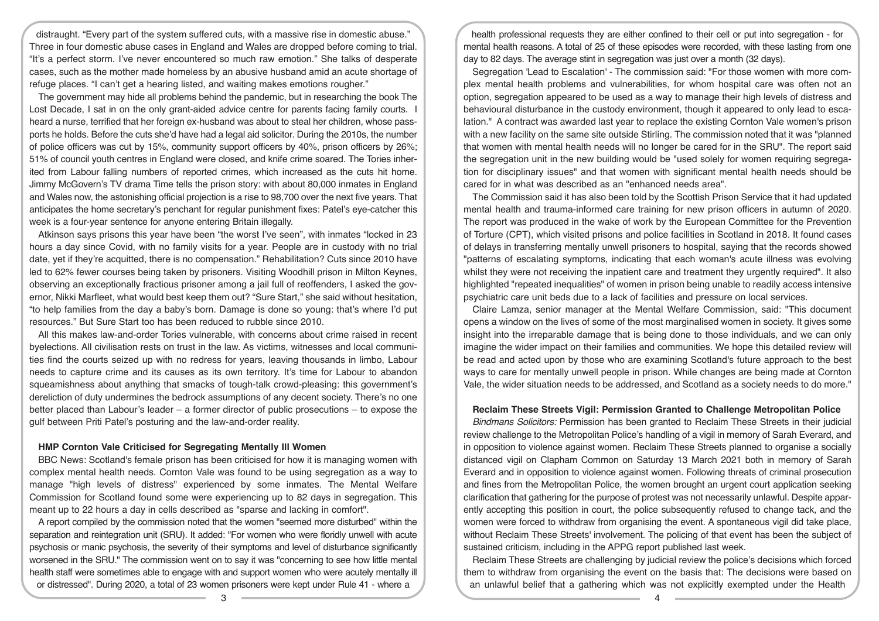distraught. "Every part of the system suffered cuts, with a massive rise in domestic abuse." Three in four domestic abuse cases in England and Wales are dropped before coming to trial. "It's a perfect storm. I've never encountered so much raw emotion." She talks of desperate cases, such as the mother made homeless by an abusive husband amid an acute shortage of refuge places. "I can't get a hearing listed, and waiting makes emotions rougher."

The government may hide all problems behind the pandemic, but in researching the book The Lost Decade, I sat in on the only grant-aided advice centre for parents facing family courts. I heard a nurse, terrified that her foreign ex-husband was about to steal her children, whose passports he holds. Before the cuts she'd have had a legal aid solicitor. During the 2010s, the number of police officers was cut by 15%, community support officers by 40%, prison officers by 26%; 51% of council youth centres in England were closed, and knife crime soared. The Tories inherited from Labour falling numbers of reported crimes, which increased as the cuts hit home. Jimmy McGovern's TV drama Time tells the prison story: with about 80,000 inmates in England and Wales now, the astonishing official projection is a rise to 98,700 over the next five years. That anticipates the home secretary's penchant for regular punishment fixes: Patel's eye-catcher this week is a four-year sentence for anyone entering Britain illegally.

Atkinson says prisons this year have been "the worst I've seen", with inmates "locked in 23 hours a day since Covid, with no family visits for a year. People are in custody with no trial date, yet if they're acquitted, there is no compensation." Rehabilitation? Cuts since 2010 have led to 62% fewer courses being taken by prisoners. Visiting Woodhill prison in Milton Keynes, observing an exceptionally fractious prisoner among a jail full of reoffenders, I asked the governor, Nikki Marfleet, what would best keep them out? "Sure Start," she said without hesitation, "to help families from the day a baby's born. Damage is done so young: that's where I'd put resources." But Sure Start too has been reduced to rubble since 2010.

All this makes law-and-order Tories vulnerable, with concerns about crime raised in recent byelections. All civilisation rests on trust in the law. As victims, witnesses and local communities find the courts seized up with no redress for years, leaving thousands in limbo, Labour needs to capture crime and its causes as its own territory. It's time for Labour to abandon squeamishness about anything that smacks of tough-talk crowd-pleasing: this government's dereliction of duty undermines the bedrock assumptions of any decent society. There's no one better placed than Labour's leader – a former director of public prosecutions – to expose the gulf between Priti Patel's posturing and the law-and-order reality.

**HMP Cornton Vale Criticised for Segregating Mentally Ill Women**

BBC News: Scotland's female prison has been criticised for how it is managing women with complex mental health needs. Cornton Vale was found to be using segregation as a way to manage "high levels of distress" experienced by some inmates. The Mental Welfare Commission for Scotland found some were experiencing up to 82 days in segregation. This meant up to 22 hours a day in cells described as "sparse and lacking in comfort".

A report compiled by the commission noted that the women "seemed more disturbed" within the separation and reintegration unit (SRU). It added: "For women who were floridly unwell with acute psychosis or manic psychosis, the severity of their symptoms and level of disturbance significantly worsened in the SRU." The commission went on to say it was "concerning to see how little mental health staff were sometimes able to engage with and support women who were acutely mentally ill or distressed". During 2020, a total of 23 women prisoners were kept under Rule 41 - where a health professional requests they are either confined to their cell or put into segregation - for mental health reasons. A total of 25 of these episodes were recorded, with these lasting from one day to 82 days. The average stint in segregation was just over a month (32 days).

Segregation 'Lead to Escalation' - The commission said: "For those women with more complex mental health problems and vulnerabilities, for whom hospital care was often not an option, segregation appeared to be used as a way to manage their high levels of distress and behavioural disturbance in the custody environment, though it appeared to only lead to escalation." A contract was awarded last year to replace the existing Cornton Vale women's prison with a new facility on the same site outside Stirling. The commission noted that it was "planned that women with mental health needs will no longer be cared for in the SRU". The report said the segregation unit in the new building would be "used solely for women requiring segregation for disciplinary issues" and that women with significant mental health needs should be cared for in what was described as an "enhanced needs area".

The Commission said it has also been told by the Scottish Prison Service that it had updated mental health and trauma-informed care training for new prison officers in autumn of 2020. The report was produced in the wake of work by the European Committee for the Prevention of Torture (CPT), which visited prisons and police facilities in Scotland in 2018. It found cases of delays in transferring mentally unwell prisoners to hospital, saying that the records showed "patterns of escalating symptoms, indicating that each woman's acute illness was evolving whilst they were not receiving the inpatient care and treatment they urgently required". It also highlighted "repeated inequalities" of women in prison being unable to readily access intensive psychiatric care unit beds due to a lack of facilities and pressure on local services.

Claire Lamza, senior manager at the Mental Welfare Commission, said: "This document opens a window on the lives of some of the most marginalised women in society. It gives some insight into the irreparable damage that is being done to those individuals, and we can only imagine the wider impact on their families and communities. We hope this detailed review will be read and acted upon by those who are examining Scotland's future approach to the best ways to care for mentally unwell people in prison. While changes are being made at Cornton Vale, the wider situation needs to be addressed, and Scotland as a society needs to do more."

**Reclaim These Streets Vigil: Permission Granted to Challenge Metropolitan Police**

*Bindmans Solicitors:* Permission has been granted to Reclaim These Streets in their judicial review challenge to the Metropolitan Police's handling of a vigil in memory of Sarah Everard, and in opposition to violence against women. Reclaim These Streets planned to organise a socially distanced vigil on Clapham Common on Saturday 13 March 2021 both in memory of Sarah Everard and in opposition to violence against women. Following threats of criminal prosecution and fines from the Metropolitan Police, the women brought an urgent court application seeking clarification that gathering for the purpose of protest was not necessarily unlawful. Despite apparently accepting this position in court, the police subsequently refused to change tack, and the women were forced to withdraw from organising the event. A spontaneous vigil did take place, without Reclaim These Streets' involvement. The policing of that event has been the subject of sustained criticism, including in the APPG report published last week.

Reclaim These Streets are challenging by judicial review the police's decisions which forced them to withdraw from organising the event on the basis that: The decisions were based on an unlawful belief that a gathering which was not explicitly exempted under the Health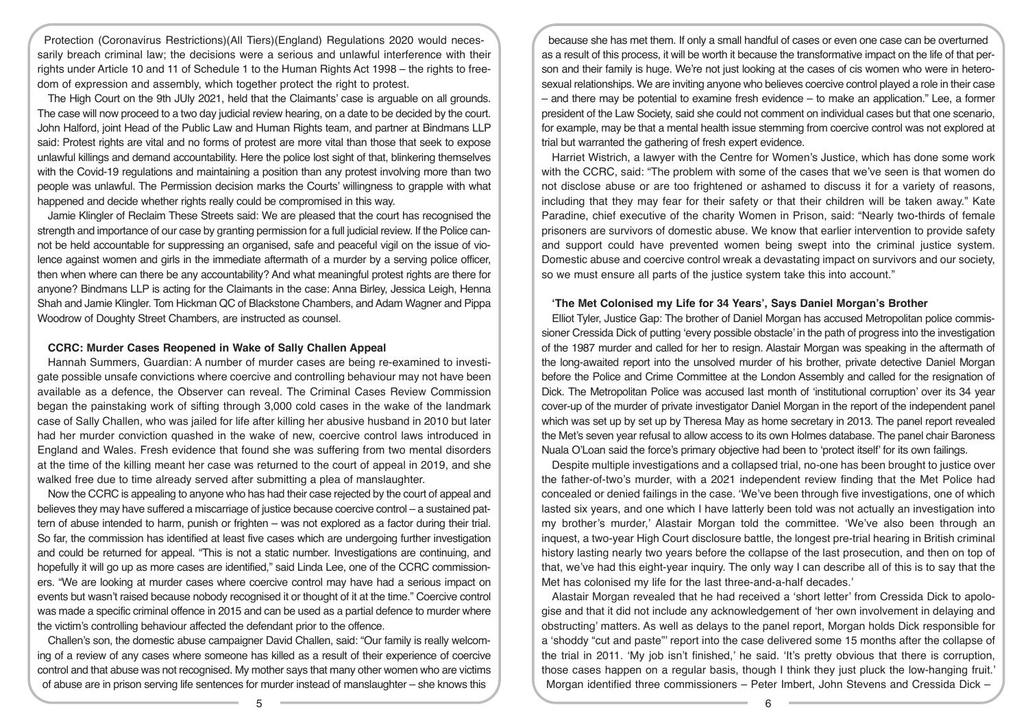Protection (Coronavirus Restrictions)(All Tiers)(England) Regulations 2020 would necessarily breach criminal law; the decisions were a serious and unlawful interference with their rights under Article 10 and 11 of Schedule 1 to the Human Rights Act 1998 – the rights to freedom of expression and assembly, which together protect the right to protest.

The High Court on the 9th JUly 2021, held that the Claimants' case is arguable on all grounds. The case will now proceed to a two day judicial review hearing, on a date to be decided by the court. John Halford, joint Head of the Public Law and Human Rights team, and partner at Bindmans LLP said: Protest rights are vital and no forms of protest are more vital than those that seek to expose unlawful killings and demand accountability. Here the police lost sight of that, blinkering themselves with the Covid-19 regulations and maintaining a position than any protest involving more than two people was unlawful. The Permission decision marks the Courts' willingness to grapple with what happened and decide whether rights really could be compromised in this way.

Jamie Klingler of Reclaim These Streets said: We are pleased that the court has recognised the strength and importance of our case by granting permission for a full judicial review. If the Police cannot be held accountable for suppressing an organised, safe and peaceful vigil on the issue of violence against women and girls in the immediate aftermath of a murder by a serving police officer, then when where can there be any accountability? And what meaningful protest rights are there for anyone? Bindmans LLP is acting for the Claimants in the case: Anna Birley, Jessica Leigh, Henna Shah and Jamie Klingler. Tom Hickman QC of Blackstone Chambers, and Adam Wagner and Pippa Woodrow of Doughty Street Chambers, are instructed as counsel.

**CCRC: Murder Cases Reopened in Wake of Sally Challen Appeal**

Hannah Summers, Guardian: A number of murder cases are being re-examined to investigate possible unsafe convictions where coercive and controlling behaviour may not have been available as a defence, the Observer can reveal. The Criminal Cases Review Commission began the painstaking work of sifting through 3,000 cold cases in the wake of the landmark case of Sally Challen, who was jailed for life after killing her abusive husband in 2010 but later had her murder conviction quashed in the wake of new, coercive control laws introduced in England and Wales. Fresh evidence that found she was suffering from two mental disorders at the time of the killing meant her case was returned to the court of appeal in 2019, and she walked free due to time already served after submitting a plea of manslaughter.

Now the CCRC is appealing to anyone who has had their case rejected by the court of appeal and believes they may have suffered a miscarriage of justice because coercive control – a sustained pattern of abuse intended to harm, punish or frighten – was not explored as a factor during their trial. So far, the commission has identified at least five cases which are undergoing further investigation and could be returned for appeal. "This is not a static number. Investigations are continuing, and hopefully it will go up as more cases are identified," said Linda Lee, one of the CCRC commissioners. "We are looking at murder cases where coercive control may have had a serious impact on events but wasn't raised because nobody recognised it or thought of it at the time." Coercive control was made a specific criminal offence in 2015 and can be used as a partial defence to murder where the victim's controlling behaviour affected the defendant prior to the offence.

Challen's son, the domestic abuse campaigner David Challen, said: "Our family is really welcoming of a review of any cases where someone has killed as a result of their experience of coercive control and that abuse was not recognised. My mother says that many other women who are victims of abuse are in prison serving life sentences for murder instead of manslaughter – she knows this because she has met them. If only a small handful of cases or even one case can be overturned as a result of this process, it will be worth it because the transformative impact on the life of that person and their family is huge. We're not just looking at the cases of cis women who were in heterosexual relationships. We are inviting anyone who believes coercive control played a role in their case – and there may be potential to examine fresh evidence – to make an application." Lee, a former president of the Law Society, said she could not comment on individual cases but that one scenario, for example, may be that a mental health issue stemming from coercive control was not explored at trial but warranted the gathering of fresh expert evidence.

Harriet Wistrich, a lawyer with the Centre for Women's Justice, which has done some work with the CCRC, said: "The problem with some of the cases that we've seen is that women do not disclose abuse or are too frightened or ashamed to discuss it for a variety of reasons, including that they may fear for their safety or that their children will be taken away." Kate Paradine, chief executive of the charity Women in Prison, said: "Nearly two-thirds of female prisoners are survivors of domestic abuse. We know that earlier intervention to provide safety and support could have prevented women being swept into the criminal justice system. Domestic abuse and coercive control wreak a devastating impact on survivors and our society, so we must ensure all parts of the justice system take this into account."

**'The Met Colonised my Life for 34 Years', Says Daniel Morgan's Brother**

Elliot Tyler, Justice Gap: The brother of Daniel Morgan has accused Metropolitan police commissioner Cressida Dick of putting 'every possible obstacle' in the path of progress into the investigation of the 1987 murder and called for her to resign. Alastair Morgan was speaking in the aftermath of the long-awaited report into the unsolved murder of his brother, private detective Daniel Morgan before the Police and Crime Committee at the London Assembly and called for the resignation of Dick. The Metropolitan Police was accused last month of 'institutional corruption' over its 34 year cover-up of the murder of private investigator Daniel Morgan in the report of the independent panel which was set up by set up by Theresa May as home secretary in 2013. The panel report revealed the Met's seven year refusal to allow access to its own Holmes database. The panel chair Baroness Nuala O'Loan said the force's primary objective had been to 'protect itself' for its own failings.

Despite multiple investigations and a collapsed trial, no-one has been brought to justice over the father-of-two's murder, with a 2021 independent review finding that the Met Police had concealed or denied failings in the case. 'We've been through five investigations, one of which lasted six years, and one which I have latterly been told was not actually an investigation into my brother's murder,' Alastair Morgan told the committee. 'We've also been through an inquest, a two-year High Court disclosure battle, the longest pre-trial hearing in British criminal history lasting nearly two years before the collapse of the last prosecution, and then on top of that, we've had this eight-year inquiry. The only way I can describe all of this is to say that the Met has colonised my life for the last three-and-a-half decades.'

Alastair Morgan revealed that he had received a 'short letter' from Cressida Dick to apologise and that it did not include any acknowledgement of 'her own involvement in delaying and obstructing' matters. As well as delays to the panel report, Morgan holds Dick responsible for a 'shoddy "cut and paste"' report into the case delivered some 15 months after the collapse of the trial in 2011. 'My job isn't finished,' he said. 'It's pretty obvious that there is corruption, those cases happen on a regular basis, though I think they just pluck the low-hanging fruit.' Morgan identified three commissioners – Peter Imbert, John Stevens and Cressida Dick –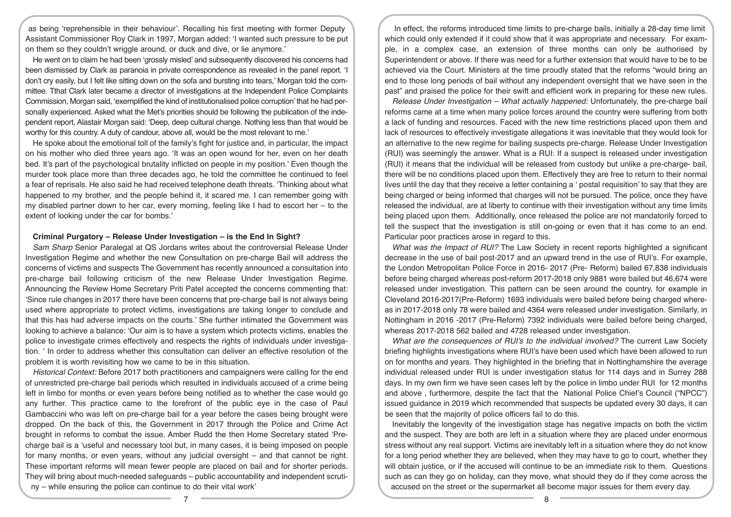as being 'reprehensible in their behaviour'. Recalling his first meeting with former Deputy Assistant Commissioner Roy Clark in 1997, Morgan added: 'I wanted such pressure to be put on them so they couldn't wriggle around, or duck and dive, or lie anymore.'

He went on to claim he had been 'grossly misled' and subsequently discovered his concerns had been dismissed by Clark as paranoia in private correspondence as revealed in the panel report. 'I don't cry easily, but I felt like sitting down on the sofa and bursting into tears,' Morgan told the committee. Tthat Clark later became a director of investigations at the Independent Police Complaints Commission, Morgan said, 'exemplified the kind of institutionalised police corruption' that he had personally experienced. Asked what the Met's priorities should be following the publication of the independent report, Alastair Morgan said: 'Deep, deep cultural change. Nothing less than that would be worthy for this country. A duty of candour, above all, would be the most relevant to me.'

He spoke about the emotional toll of the family's fight for justice and, in particular, the impact on his mother who died three years ago. 'It was an open wound for her, even on her death bed. It's part of the psychological brutality inflicted on people in my position.' Even though the murder took place more than three decades ago, he told the committee he continued to feel a fear of reprisals. He also said he had received telephone death threats. 'Thinking about what happened to my brother, and the people behind it, it scared me. I can remember going with my disabled partner down to her car, every morning, feeling like I had to escort her – to the extent of looking under the car for bombs.'

## Criminal Purgatory – Release Under Investigation – is the End In Sight?

*Sam Sharp* Senior Paralegal at QS Jordans writes about the controversial Release Under Investigation Regime and whether the new Consultation on pre-charge Bail will address the concerns of victims and suspects The Government has recently announced a consultation into pre-charge bail following criticism of the new Release Under Investigation Regime. Announcing the Review Home Secretary Priti Patel accepted the concerns commenting that: 'Since rule changes in 2017 there have been concerns that pre-charge bail is not always being used where appropriate to protect victims, investigations are taking longer to conclude and that this has had adverse impacts on the courts.' She further intimated the Government was looking to achieve a balance: 'Our aim is to have a system which protects victims, enables the police to investigate crimes effectively and respects the rights of individuals under investigation. ' In order to address whether this consultation can deliver an effective resolution of the problem it is worth revisiting how we came to be in this situation.

*Historical Context:* Before 2017 both practitioners and campaigners were calling for the end of unrestricted pre-charge bail periods which resulted in individuals accused of a crime being left in limbo for months or even years before being notified as to whether the case would go any further. This practice came to the forefront of the public eye in the case of Paul Gambaccini who was left on pre-charge bail for a year before the cases being brought were dropped. On the back of this, the Government in 2017 through the Police and Crime Act brought in reforms to combat the issue. Amber Rudd the then Home Secretary stated 'Pre-charge bail is a 'useful and necessary tool but, in many cases, it is being imposed on people for many months, or even years, without any judicial oversight – and that cannot be right. These important reforms will mean fewer people are placed on bail and for shorter periods. They will bring about much-needed safeguards – public accountability and independent scrutiny – while ensuring the police can continue to do their vital work'

In effect, the reforms introduced time limits to pre-charge bails, initially a 28-day time limit which could only extended if it could show that it was appropriate and necessary. For example, in a complex case, an extension of three months can only be authorised by Superintendent or above. If there was need for a further extension that would have to be to be achieved via the Court. Ministers at the time proudly stated that the reforms "would bring an end to those long periods of bail without any independent oversight that we have seen in the past" and praised the police for their swift and efficient work in preparing for these new rules.

*Release Under Investigation – What actually happened:* Unfortunately, the pre-charge bail reforms came at a time when many police forces around the country were suffering from both a lack of funding and resources. Faced with the new time restrictions placed upon them and lack of resources to effectively investigate allegations it was inevitable that they would look for an alternative to the new regime for bailing suspects pre-charge. Release Under Investigation (RUI) was seemingly the answer. What is a RUI: If a suspect is released under investigation (RUI) it means that the individual will be released from custody but unlike a pre-charge- bail, there will be no conditions placed upon them. Effectively they are free to return to their normal lives until the day that they receive a letter containing a ' postal requisition' to say that they are being charged or being informed that charges will not be pursued. The police, once they have released the individual, are at liberty to continue with their investigation without any time limits being placed upon them. Additionally, once released the police are not mandatorily forced to tell the suspect that the investigation is still on-going or even that it has come to an end. Particular poor practices arose in regard to this.

*What was the Impact of RUI?* The Law Society in recent reports highlighted a significant decrease in the use of bail post-2017 and an upward trend in the use of RUI's. For example, the London Metropolitan Police Force in 2016- 2017 (Pre- Reform) bailed 67,838 individuals before being charged whereas post-reform 2017-2018 only 9881 were bailed but 46,674 were released under investigation. This pattern can be seen around the country, for example in Cleveland 2016-2017(Pre-Reform) 1693 individuals were bailed before being charged whereas in 2017-2018 only 78 were bailed and 4364 were released under investigation. Similarly, in Nottingham in 2016 -2017 (Pre-Reform) 7392 individuals were bailed before being charged, whereas 2017-2018 562 bailed and 4728 released under investigation.

*What are the consequences of RUI's to the individual involved?* The current Law Society briefing highlights investigations where RUI's have been used which have been allowed to run on for months and years. They highlighted in the briefing that in Nottinghamshire the average individual released under RUI is under investigation status for 114 days and in Surrey 288 days. In my own firm we have seen cases left by the police in limbo under RUI for 12 months and above , furthermore, despite the fact that the National Police Chief's Council ("NPCC") issued guidance in 2019 which recommended that suspects be updated every 30 days, it can be seen that the majority of police officers fail to do this.

Inevitably the longevity of the investigation stage has negative impacts on both the victim and the suspect. They are both are left in a situation where they are placed under enormous stress without any real support. Victims are inevitably left in a situation where they do not know for a long period whether they are believed, when they may have to go to court, whether they will obtain justice, or if the accused will continue to be an immediate risk to them. Questions such as can they go on holiday, can they move, what should they do if they come across the accused on the street or the supermarket all become major issues for them every day.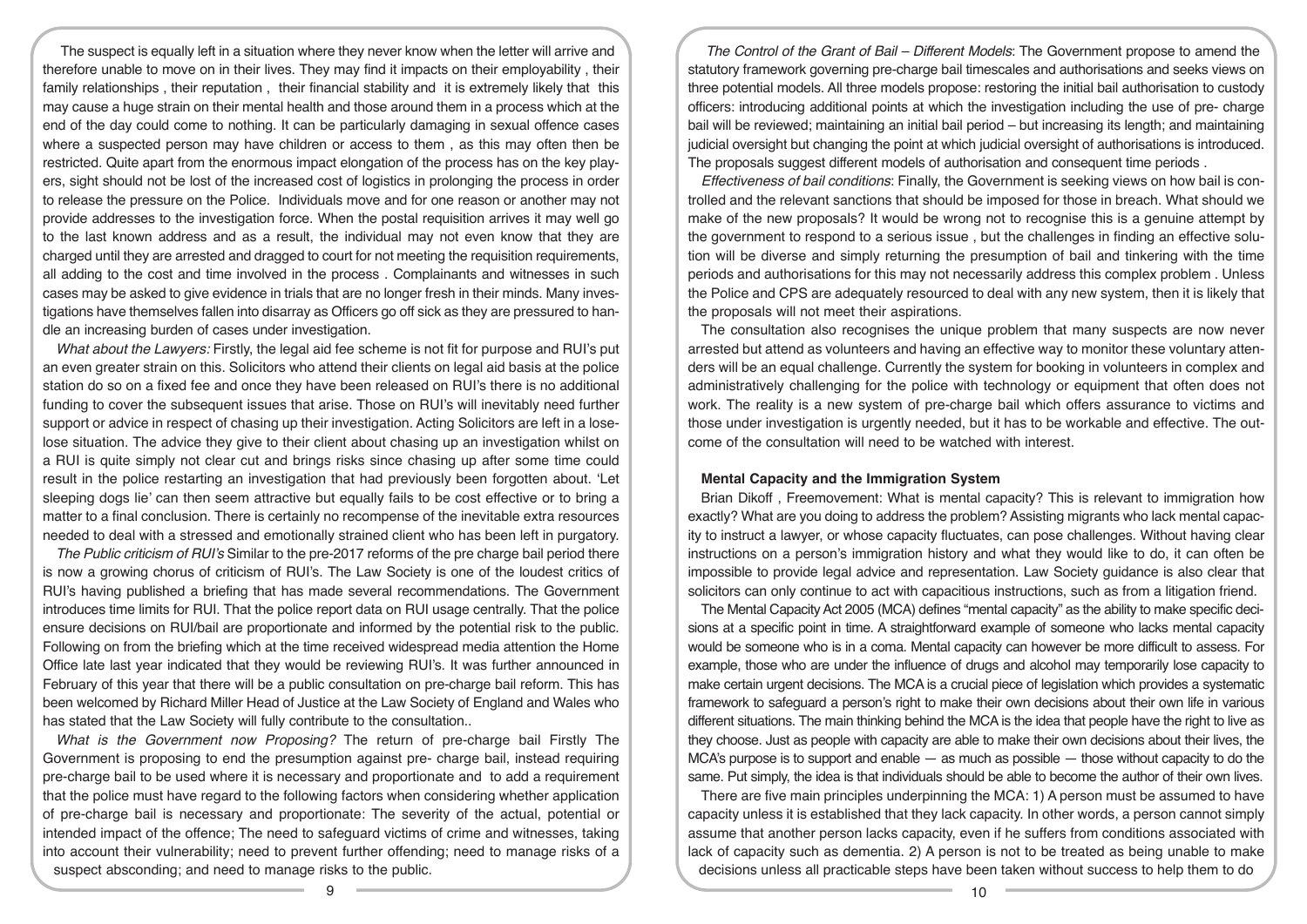The suspect is equally left in a situation where they never know when the letter will arrive and therefore unable to move on in their lives. They may find it impacts on their employability , their family relationships , their reputation , their financial stability and it is extremely likely that this may cause a huge strain on their mental health and those around them in a process which at the end of the day could come to nothing. It can be particularly damaging in sexual offence cases where a suspected person may have children or access to them , as this may often then be restricted. Quite apart from the enormous impact elongation of the process has on the key players, sight should not be lost of the increased cost of logistics in prolonging the process in order to release the pressure on the Police. Individuals move and for one reason or another may not provide addresses to the investigation force. When the postal requisition arrives it may well go to the last known address and as a result, the individual may not even know that they are charged until they are arrested and dragged to court for not meeting the requisition requirements, all adding to the cost and time involved in the process . Complainants and witnesses in such cases may be asked to give evidence in trials that are no longer fresh in their minds. Many investigations have themselves fallen into disarray as Officers go off sick as they are pressured to handle an increasing burden of cases under investigation.

*What about the Lawyers:* Firstly, the legal aid fee scheme is not fit for purpose and RUI's put an even greater strain on this. Solicitors who attend their clients on legal aid basis at the police station do so on a fixed fee and once they have been released on RUI's there is no additional funding to cover the subsequent issues that arise. Those on RUI's will inevitably need further support or advice in respect of chasing up their investigation. Acting Solicitors are left in a lose-lose situation. The advice they give to their client about chasing up an investigation whilst on a RUI is quite simply not clear cut and brings risks since chasing up after some time could result in the police restarting an investigation that had previously been forgotten about. 'Let sleeping dogs lie' can then seem attractive but equally fails to be cost effective or to bring a matter to a final conclusion. There is certainly no recompense of the inevitable extra resources needed to deal with a stressed and emotionally strained client who has been left in purgatory.

*The Public criticism of RUI's* Similar to the pre-2017 reforms of the pre charge bail period there is now a growing chorus of criticism of RUI's. The Law Society is one of the loudest critics of RUI's having published a briefing that has made several recommendations. The Government introduces time limits for RUI. That the police report data on RUI usage centrally. That the police ensure decisions on RUI/bail are proportionate and informed by the potential risk to the public. Following on from the briefing which at the time received widespread media attention the Home Office late last year indicated that they would be reviewing RUI's. It was further announced in February of this year that there will be a public consultation on pre-charge bail reform. This has been welcomed by Richard Miller Head of Justice at the Law Society of England and Wales who has stated that the Law Society will fully contribute to the consultation..

*What is the Government now Proposing?* The return of pre-charge bail Firstly The Government is proposing to end the presumption against pre- charge bail, instead requiring pre-charge bail to be used where it is necessary and proportionate and to add a requirement that the police must have regard to the following factors when considering whether application of pre-charge bail is necessary and proportionate: The severity of the actual, potential or intended impact of the offence; The need to safeguard victims of crime and witnesses, taking into account their vulnerability; need to prevent further offending; need to manage risks of a suspect absconding; and need to manage risks to the public.

*The Control of the Grant of Bail – Different Models*: The Government propose to amend the statutory framework governing pre-charge bail timescales and authorisations and seeks views on three potential models. All three models propose: restoring the initial bail authorisation to custody officers: introducing additional points at which the investigation including the use of pre- charge bail will be reviewed; maintaining an initial bail period – but increasing its length; and maintaining judicial oversight but changing the point at which judicial oversight of authorisations is introduced. The proposals suggest different models of authorisation and consequent time periods .

*Effectiveness of bail conditions*: Finally, the Government is seeking views on how bail is controlled and the relevant sanctions that should be imposed for those in breach. What should we make of the new proposals? It would be wrong not to recognise this is a genuine attempt by the government to respond to a serious issue , but the challenges in finding an effective solution will be diverse and simply returning the presumption of bail and tinkering with the time periods and authorisations for this may not necessarily address this complex problem . Unless the Police and CPS are adequately resourced to deal with any new system, then it is likely that the proposals will not meet their aspirations.

The consultation also recognises the unique problem that many suspects are now never arrested but attend as volunteers and having an effective way to monitor these voluntary attenders will be an equal challenge. Currently the system for booking in volunteers in complex and administratively challenging for the police with technology or equipment that often does not work. The reality is a new system of pre-charge bail which offers assurance to victims and those under investigation is urgently needed, but it has to be workable and effective. The outcome of the consultation will need to be watched with interest.

**Mental Capacity and the Immigration System**

Brian Dikoff , Freemovement: What is mental capacity? This is relevant to immigration how exactly? What are you doing to address the problem? Assisting migrants who lack mental capacity to instruct a lawyer, or whose capacity fluctuates, can pose challenges. Without having clear instructions on a person's immigration history and what they would like to do, it can often be impossible to provide legal advice and representation. Law Society guidance is also clear that solicitors can only continue to act with capacitious instructions, such as from a litigation friend.

The Mental Capacity Act 2005 (MCA) defines "mental capacity" as the ability to make specific decisions at a specific point in time. A straightforward example of someone who lacks mental capacity would be someone who is in a coma. Mental capacity can however be more difficult to assess. For example, those who are under the influence of drugs and alcohol may temporarily lose capacity to make certain urgent decisions. The MCA is a crucial piece of legislation which provides a systematic framework to safeguard a person's right to make their own decisions about their own life in various different situations. The main thinking behind the MCA is the idea that people have the right to live as they choose. Just as people with capacity are able to make their own decisions about their lives, the MCA's purpose is to support and enable — as much as possible — those without capacity to do the same. Put simply, the idea is that individuals should be able to become the author of their own lives.

There are five main principles underpinning the MCA: 1) A person must be assumed to have capacity unless it is established that they lack capacity. In other words, a person cannot simply assume that another person lacks capacity, even if he suffers from conditions associated with lack of capacity such as dementia. 2) A person is not to be treated as being unable to make decisions unless all practicable steps have been taken without success to help them to do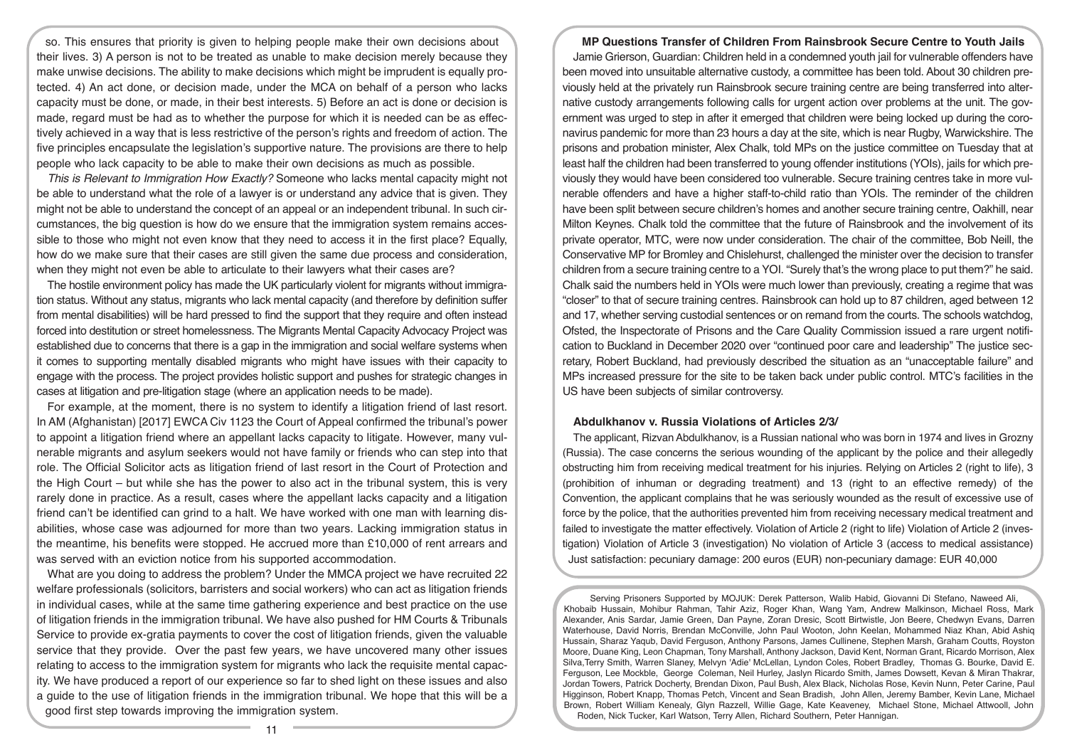so. This ensures that priority is given to helping people make their own decisions about their lives. 3) A person is not to be treated as unable to make decision merely because they make unwise decisions. The ability to make decisions which might be imprudent is equally protected. 4) An act done, or decision made, under the MCA on behalf of a person who lacks capacity must be done, or made, in their best interests. 5) Before an act is done or decision is made, regard must be had as to whether the purpose for which it is needed can be as effectively achieved in a way that is less restrictive of the person's rights and freedom of action. The five principles encapsulate the legislation's supportive nature. The provisions are there to help people who lack capacity to be able to make their own decisions as much as possible.

*This is Relevant to Immigration How Exactly?* Someone who lacks mental capacity might not be able to understand what the role of a lawyer is or understand any advice that is given. They might not be able to understand the concept of an appeal or an independent tribunal. In such circumstances, the big question is how do we ensure that the immigration system remains accessible to those who might not even know that they need to access it in the first place? Equally, how do we make sure that their cases are still given the same due process and consideration, when they might not even be able to articulate to their lawyers what their cases are?

The hostile environment policy has made the UK particularly violent for migrants without immigration status. Without any status, migrants who lack mental capacity (and therefore by definition suffer from mental disabilities) will be hard pressed to find the support that they require and often instead forced into destitution or street homelessness. The Migrants Mental Capacity Advocacy Project was established due to concerns that there is a gap in the immigration and social welfare systems when it comes to supporting mentally disabled migrants who might have issues with their capacity to engage with the process. The project provides holistic support and pushes for strategic changes in cases at litigation and pre-litigation stage (where an application needs to be made).

For example, at the moment, there is no system to identify a litigation friend of last resort. In AM (Afghanistan) [2017] EWCA Civ 1123 the Court of Appeal confirmed the tribunal's power to appoint a litigation friend where an appellant lacks capacity to litigate. However, many vulnerable migrants and asylum seekers would not have family or friends who can step into that role. The Official Solicitor acts as litigation friend of last resort in the Court of Protection and the High Court – but while she has the power to also act in the tribunal system, this is very rarely done in practice. As a result, cases where the appellant lacks capacity and a litigation friend can't be identified can grind to a halt. We have worked with one man with learning disabilities, whose case was adjourned for more than two years. Lacking immigration status in the meantime, his benefits were stopped. He accrued more than £10,000 of rent arrears and was served with an eviction notice from his supported accommodation.

What are you doing to address the problem? Under the MMCA project we have recruited 22 welfare professionals (solicitors, barristers and social workers) who can act as litigation friends in individual cases, while at the same time gathering experience and best practice on the use of litigation friends in the immigration tribunal. We have also pushed for HM Courts & Tribunals Service to provide ex-gratia payments to cover the cost of litigation friends, given the valuable service that they provide. Over the past few years, we have uncovered many other issues relating to access to the immigration system for migrants who lack the requisite mental capacity. We have produced a report of our experience so far to shed light on these issues and also a guide to the use of litigation friends in the immigration tribunal. We hope that this will be a good first step towards improving the immigration system.

## MP Questions Transfer of Children From Rainsbrook Secure Centre to Youth Jails

Jamie Grierson, Guardian: Children held in a condemned youth jail for vulnerable offenders have been moved into unsuitable alternative custody, a committee has been told. About 30 children previously held at the privately run Rainsbrook secure training centre are being transferred into alternative custody arrangements following calls for urgent action over problems at the unit. The government was urged to step in after it emerged that children were being locked up during the coronavirus pandemic for more than 23 hours a day at the site, which is near Rugby, Warwickshire. The prisons and probation minister, Alex Chalk, told MPs on the justice committee on Tuesday that at least half the children had been transferred to young offender institutions (YOIs), jails for which previously they would have been considered too vulnerable. Secure training centres take in more vulnerable offenders and have a higher staff-to-child ratio than YOIs. The reminder of the children have been split between secure children's homes and another secure training centre, Oakhill, near Milton Keynes. Chalk told the committee that the future of Rainsbrook and the involvement of its private operator, MTC, were now under consideration. The chair of the committee, Bob Neill, the Conservative MP for Bromley and Chislehurst, challenged the minister over the decision to transfer children from a secure training centre to a YOI. "Surely that's the wrong place to put them?" he said. Chalk said the numbers held in YOIs were much lower than previously, creating a regime that was "closer" to that of secure training centres. Rainsbrook can hold up to 87 children, aged between 12 and 17, whether serving custodial sentences or on remand from the courts. The schools watchdog, Ofsted, the Inspectorate of Prisons and the Care Quality Commission issued a rare urgent notification to Buckland in December 2020 over "continued poor care and leadership" The justice secretary, Robert Buckland, had previously described the situation as an "unacceptable failure" and MPs increased pressure for the site to be taken back under public control. MTC's facilities in the US have been subjects of similar controversy.

## Abdulkhanov v. Russia Violations of Articles 2/3/

The applicant, Rizvan Abdulkhanov, is a Russian national who was born in 1974 and lives in Grozny (Russia). The case concerns the serious wounding of the applicant by the police and their allegedly obstructing him from receiving medical treatment for his injuries. Relying on Articles 2 (right to life), 3 (prohibition of inhuman or degrading treatment) and 13 (right to an effective remedy) of the Convention, the applicant complains that he was seriously wounded as the result of excessive use of force by the police, that the authorities prevented him from receiving necessary medical treatment and failed to investigate the matter effectively. Violation of Article 2 (right to life) Violation of Article 2 (investigation) Violation of Article 3 (investigation) No violation of Article 3 (access to medical assistance) Just satisfaction: pecuniary damage: 200 euros (EUR) non-pecuniary damage: EUR 40,000

Serving Prisoners Supported by MOJUK: Derek Patterson, Walib Habid, Giovanni Di Stefano, Naweed Ali, Khobaib Hussain, Mohibur Rahman, Tahir Aziz, Roger Khan, Wang Yam, Andrew Malkinson, Michael Ross, Mark Alexander, Anis Sardar, Jamie Green, Dan Payne, Zoran Dresic, Scott Birtwistle, Jon Beere, Chedwyn Evans, Darren Waterhouse, David Norris, Brendan McConville, John Paul Wooton, John Keelan, Mohammed Niaz Khan, Abid Ashiq Hussain, Sharaz Yaqub, David Ferguson, Anthony Parsons, James Cullinene, Stephen Marsh, Graham Coutts, Royston Moore, Duane King, Leon Chapman, Tony Marshall, Anthony Jackson, David Kent, Norman Grant, Ricardo Morrison, Alex Silva,Terry Smith, Warren Slaney, Melvyn 'Adie' McLellan, Lyndon Coles, Robert Bradley, Thomas G. Bourke, David E. Ferguson, Lee Mockble, George Coleman, Neil Hurley, Jaslyn Ricardo Smith, James Dowsett, Kevan & Miran Thakrar, Jordan Towers, Patrick Docherty, Brendan Dixon, Paul Bush, Alex Black, Nicholas Rose, Kevin Nunn, Peter Carine, Paul Higginson, Robert Knapp, Thomas Petch, Vincent and Sean Bradish, John Allen, Jeremy Bamber, Kevin Lane, Michael Brown, Robert William Kenealy, Glyn Razzell, Willie Gage, Kate Keaveney, Michael Stone, Michael Attwooll, John Roden, Nick Tucker, Karl Watson, Terry Allen, Richard Southern, Peter Hannigan.